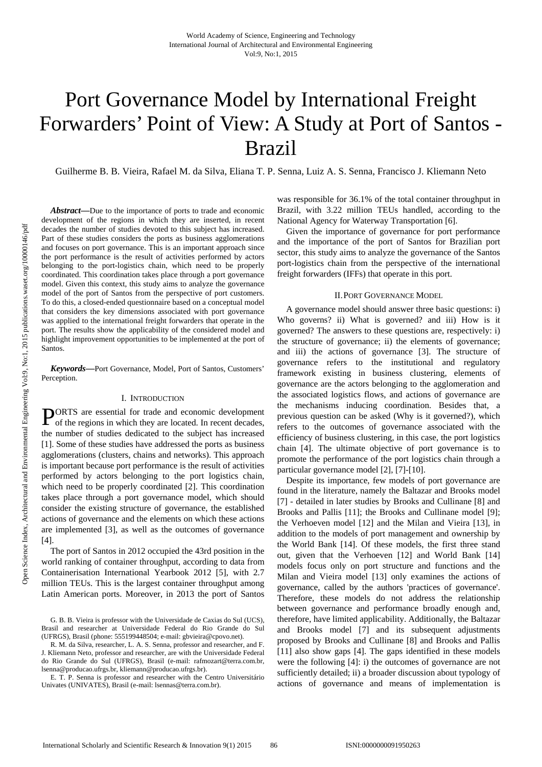# Port Governance Model by International Freight Forwarders' Point of View: A Study at Port of Santos - Brazil

Guilherme B. B. Vieira, Rafael M. da Silva, Eliana T. P. Senna, Luiz A. S. Senna, Francisco J. Kliemann Neto

***Abstract*****—**Due to the importance of ports to trade and economic development of the regions in which they are inserted, in recent decades the number of studies devoted to this subject has increased. Part of these studies considers the ports as business agglomerations and focuses on port governance. This is an important approach since the port performance is the result of activities performed by actors belonging to the port-logistics chain, which need to be properly coordinated. This coordination takes place through a port governance model. Given this context, this study aims to analyze the governance model of the port of Santos from the perspective of port customers. To do this, a closed-ended questionnaire based on a conceptual model that considers the key dimensions associated with port governance was applied to the international freight forwarders that operate in the port. The results show the applicability of the considered model and highlight improvement opportunities to be implemented at the port of Santos.

***Keywords*****—**Port Governance, Model, Port of Santos, Customers' Perception.

## I. Introduction

PORTS are essential for trade and economic development of the regions in which they are located. In recent decades, the number of studies dedicated to the subject has increased [1]. Some of these studies have addressed the ports as business agglomerations (clusters, chains and networks). This approach is important because port performance is the result of activities performed by actors belonging to the port logistics chain, which need to be properly coordinated [2]. This coordination takes place through a port governance model, which should consider the existing structure of governance, the established actions of governance and the elements on which these actions are implemented [3], as well as the outcomes of governance [4].

The port of Santos in 2012 occupied the 43rd position in the world ranking of container throughput, according to data from Containerisation International Yearbook 2012 [5], with 2.7 million TEUs. This is the largest container throughput among Latin American ports. Moreover, in 2013 the port of Santos was responsible for 36.1% of the total container throughput in Brazil, with 3.22 million TEUs handled, according to the National Agency for Waterway Transportation [6].

Given the importance of governance for port performance and the importance of the port of Santos for Brazilian port sector, this study aims to analyze the governance of the Santos port-logistics chain from the perspective of the international freight forwarders (IFFs) that operate in this port.

G. B. B. Vieira is professor with the Universidade de Caxias do Sul (UCS), Brasil and researcher at Universidade Federal do Rio Grande do Sul (UFRGS), Brasil (phone: 555199448504; e-mail: gbvieira@cpovo.net).

R. M. da Silva, researcher, L. A. S. Senna, professor and researcher, and F. J. Kliemann Neto, professor and researcher, are with the Universidade Federal do Rio Grande do Sul (UFRGS), Brasil (e-mail: rafmozart@terra.com.br, lsenna@producao.ufrgs.br, kliemann@producao.ufrgs.br).

E. T. P. Senna is professor and researcher with the Centro Universitário Univates (UNIVATES), Brasil (e-mail: lsennas@terra.com.br).

## II. Port Governance Model

A governance model should answer three basic questions: i) Who governs? ii) What is governed? and iii) How is it governed? The answers to these questions are, respectively: i) the structure of governance; ii) the elements of governance; and iii) the actions of governance [3]. The structure of governance refers to the institutional and regulatory framework existing in business clustering, elements of governance are the actors belonging to the agglomeration and the associated logistics flows, and actions of governance are the mechanisms inducing coordination. Besides that, a previous question can be asked (Why is it governed?), which refers to the outcomes of governance associated with the efficiency of business clustering, in this case, the port logistics chain [4]. The ultimate objective of port governance is to promote the performance of the port logistics chain through a particular governance model [2], [7]-[10].

Despite its importance, few models of port governance are found in the literature, namely the Baltazar and Brooks model [7] - detailed in later studies by Brooks and Cullinane [8] and Brooks and Pallis [11]; the Brooks and Cullinane model [9]; the Verhoeven model [12] and the Milan and Vieira [13], in addition to the models of port management and ownership by the World Bank [14]. Of these models, the first three stand out, given that the Verhoeven [12] and World Bank [14] models focus only on port structure and functions and the Milan and Vieira model [13] only examines the actions of governance, called by the authors 'practices of governance'. Therefore, these models do not address the relationship between governance and performance broadly enough and, therefore, have limited applicability. Additionally, the Baltazar and Brooks model [7] and its subsequent adjustments proposed by Brooks and Cullinane [8] and Brooks and Pallis [11] also show gaps [4]. The gaps identified in these models were the following [4]: i) the outcomes of governance are not sufficiently detailed; ii) a broader discussion about typology of actions of governance and means of implementation is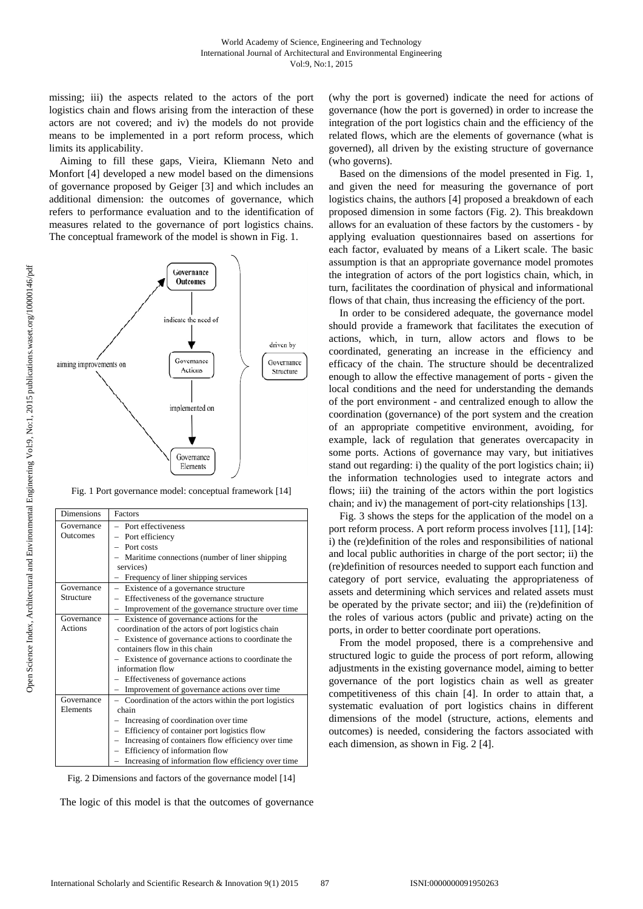missing; iii) the aspects related to the actors of the port logistics chain and flows arising from the interaction of these actors are not covered; and iv) the models do not provide means to be implemented in a port reform process, which limits its applicability.

Aiming to fill these gaps, Vieira, Kliemann Neto and Monfort [4] developed a new model based on the dimensions of governance proposed by Geiger [3] and which includes an additional dimension: the outcomes of governance, which refers to performance evaluation and to the identification of measures related to the governance of port logistics chains. The conceptual framework of the model is shown in Fig. 1.

Fig. 1 Port governance model: conceptual framework [14]

| Dimensions | Factors |
|---|---|
| Governance Outcomes | – Port effectiveness<br>– Port efficiency<br>– Port costs<br>– Maritime connections (number of liner shipping services)<br>– Frequency of liner shipping services |
| Governance Structure | – Existence of a governance structure<br>– Effectiveness of the governance structure<br>– Improvement of the governance structure over time |
| Governance Actions | – Existence of governance actions for the coordination of the actors of port logistics chain<br>– Existence of governance actions to coordinate the containers flow in this chain<br>– Existence of governance actions to coordinate the information flow<br>– Effectiveness of governance actions<br>– Improvement of governance actions over time |
| Governance Elements | – Coordination of the actors within the port logistics chain<br>– Increasing of coordination over time<br>– Efficiency of container port logistics flow<br>– Increasing of containers flow efficiency over time<br>– Efficiency of information flow<br>– Increasing of information flow efficiency over time |

Fig. 2 Dimensions and factors of the governance model [14]

The logic of this model is that the outcomes of governance (why the port is governed) indicate the need for actions of governance (how the port is governed) in order to increase the integration of the port logistics chain and the efficiency of the related flows, which are the elements of governance (what is governed), all driven by the existing structure of governance (who governs).

Based on the dimensions of the model presented in Fig. 1, and given the need for measuring the governance of port logistics chains, the authors [4] proposed a breakdown of each proposed dimension in some factors (Fig. 2). This breakdown allows for an evaluation of these factors by the customers - by applying evaluation questionnaires based on assertions for each factor, evaluated by means of a Likert scale. The basic assumption is that an appropriate governance model promotes the integration of actors of the port logistics chain, which, in turn, facilitates the coordination of physical and informational flows of that chain, thus increasing the efficiency of the port.

In order to be considered adequate, the governance model should provide a framework that facilitates the execution of actions, which, in turn, allow actors and flows to be coordinated, generating an increase in the efficiency and efficacy of the chain. The structure should be decentralized enough to allow the effective management of ports - given the local conditions and the need for understanding the demands of the port environment - and centralized enough to allow the coordination (governance) of the port system and the creation of an appropriate competitive environment, avoiding, for example, lack of regulation that generates overcapacity in some ports. Actions of governance may vary, but initiatives stand out regarding: i) the quality of the port logistics chain; ii) the information technologies used to integrate actors and flows; iii) the training of the actors within the port logistics chain; and iv) the management of port-city relationships [13].

Fig. 3 shows the steps for the application of the model on a port reform process. A port reform process involves [11], [14]: i) the (re)definition of the roles and responsibilities of national and local public authorities in charge of the port sector; ii) the (re)definition of resources needed to support each function and category of port service, evaluating the appropriateness of assets and determining which services and related assets must be operated by the private sector; and iii) the (re)definition of the roles of various actors (public and private) acting on the ports, in order to better coordinate port operations.

From the model proposed, there is a comprehensive and structured logic to guide the process of port reform, allowing adjustments in the existing governance model, aiming to better governance of the port logistics chain as well as greater competitiveness of this chain [4]. In order to attain that, a systematic evaluation of port logistics chains in different dimensions of the model (structure, actions, elements and outcomes) is needed, considering the factors associated with each dimension, as shown in Fig. 2 [4].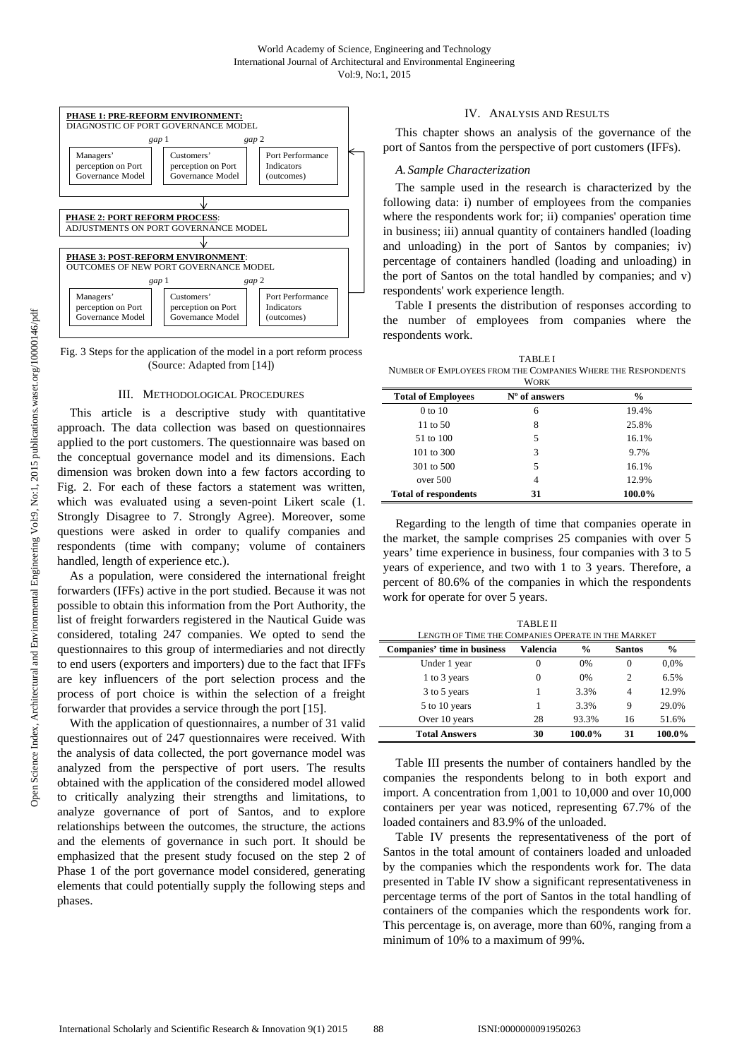PHASE 1: PRE-REFORM ENVIRONMENT: DIAGNOSTIC OF PORT GOVERNANCE MODEL

gap 1 — gap 2

Managers' perception on Port Governance Model | Customers' perception on Port Governance Model | Port Performance Indicators (outcomes)

PHASE 2: PORT REFORM PROCESS: ADJUSTMENTS ON PORT GOVERNANCE MODEL

PHASE 3: POST-REFORM ENVIRONMENT: OUTCOMES OF NEW PORT GOVERNANCE MODEL

gap 1 — gap 2

Managers' perception on Port Governance Model | Customers' perception on Port Governance Model | Port Performance Indicators (outcomes)

Fig. 3 Steps for the application of the model in a port reform process (Source: Adapted from [14])

## III. Methodological Procedures

This article is a descriptive study with quantitative approach. The data collection was based on questionnaires applied to the port customers. The questionnaire was based on the conceptual governance model and its dimensions. Each dimension was broken down into a few factors according to Fig. 2. For each of these factors a statement was written, which was evaluated using a seven-point Likert scale (1. Strongly Disagree to 7. Strongly Agree). Moreover, some questions were asked in order to qualify companies and respondents (time with company; volume of containers handled, length of experience etc.).

As a population, were considered the international freight forwarders (IFFs) active in the port studied. Because it was not possible to obtain this information from the Port Authority, the list of freight forwarders registered in the Nautical Guide was considered, totaling 247 companies. We opted to send the questionnaires to this group of intermediaries and not directly to end users (exporters and importers) due to the fact that IFFs are key influencers of the port selection process and the process of port choice is within the selection of a freight forwarder that provides a service through the port [15].

With the application of questionnaires, a number of 31 valid questionnaires out of 247 questionnaires were received. With the analysis of data collected, the port governance model was analyzed from the perspective of port users. The results obtained with the application of the considered model allowed to critically analyzing their strengths and limitations, to analyze governance of port of Santos, and to explore relationships between the outcomes, the structure, the actions and the elements of governance in such port. It should be emphasized that the present study focused on the step 2 of Phase 1 of the port governance model considered, generating elements that could potentially supply the following steps and phases.

## IV. Analysis and Results

This chapter shows an analysis of the governance of the port of Santos from the perspective of port customers (IFFs).

### *A. Sample Characterization*

The sample used in the research is characterized by the following data: i) number of employees from the companies where the respondents work for; ii) companies' operation time in business; iii) annual quantity of containers handled (loading and unloading) in the port of Santos by companies; iv) percentage of containers handled (loading and unloading) in the port of Santos on the total handled by companies; and v) respondents' work experience length.

Table I presents the distribution of responses according to the number of employees from companies where the respondents work.

TABLE I
Number of Employees from the Companies Where the Respondents Work

| Total of Employees | Nº of answers | % |
|---|---|---|
| 0 to 10 | 6 | 19.4% |
| 11 to 50 | 8 | 25.8% |
| 51 to 100 | 5 | 16.1% |
| 101 to 300 | 3 | 9.7% |
| 301 to 500 | 5 | 16.1% |
| over 500 | 4 | 12.9% |
| **Total of respondents** | **31** | **100.0%** |

Regarding to the length of time that companies operate in the market, the sample comprises 25 companies with over 5 years' time experience in business, four companies with 3 to 5 years of experience, and two with 1 to 3 years. Therefore, a percent of 80.6% of the companies in which the respondents work for operate for over 5 years.

TABLE II
Length of Time the Companies Operate in the Market

| Companies' time in business | Valencia | % | Santos | % |
|---|---|---|---|---|
| Under 1 year | 0 | 0% | 0 | 0,0% |
| 1 to 3 years | 0 | 0% | 2 | 6.5% |
| 3 to 5 years | 1 | 3.3% | 4 | 12.9% |
| 5 to 10 years | 1 | 3.3% | 9 | 29.0% |
| Over 10 years | 28 | 93.3% | 16 | 51.6% |
| **Total Answers** | **30** | **100.0%** | **31** | **100.0%** |

Table III presents the number of containers handled by the companies the respondents belong to in both export and import. A concentration from 1,001 to 10,000 and over 10,000 containers per year was noticed, representing 67.7% of the loaded containers and 83.9% of the unloaded.

Table IV presents the representativeness of the port of Santos in the total amount of containers loaded and unloaded by the companies which the respondents work for. The data presented in Table IV show a significant representativeness in percentage terms of the port of Santos in the total handling of containers of the companies which the respondents work for. This percentage is, on average, more than 60%, ranging from a minimum of 10% to a maximum of 99%.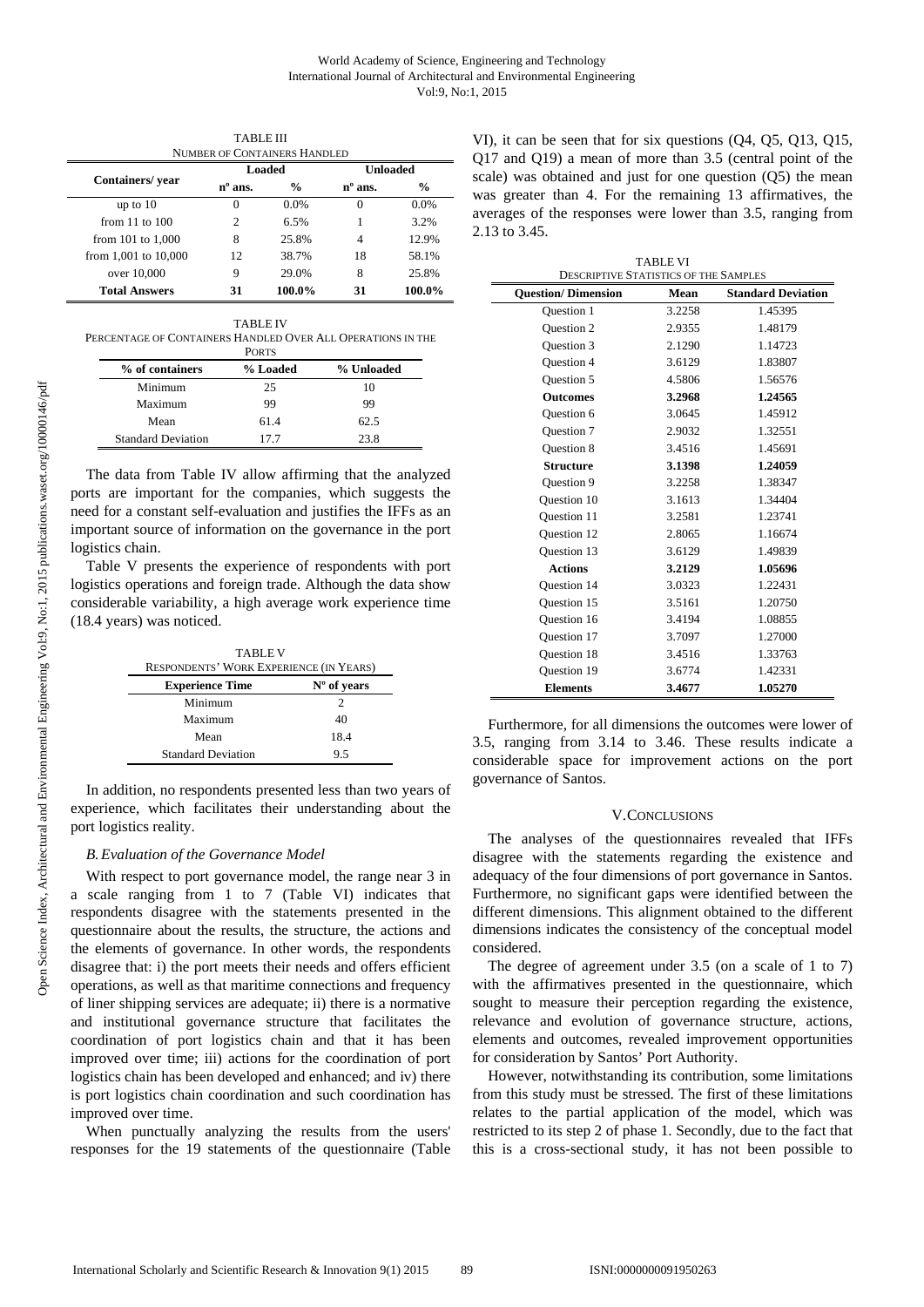TABLE III
NUMBER OF CONTAINERS HANDLED

| Containers/ year | Loaded | | Unloaded | |
|---|---|---|---|---|
| | nº ans. | % | nº ans. | % |
| up to 10 | 0 | 0.0% | 0 | 0.0% |
| from 11 to 100 | 2 | 6.5% | 1 | 3.2% |
| from 101 to 1,000 | 8 | 25.8% | 4 | 12.9% |
| from 1,001 to 10,000 | 12 | 38.7% | 18 | 58.1% |
| over 10,000 | 9 | 29.0% | 8 | 25.8% |
| **Total Answers** | **31** | **100.0%** | **31** | **100.0%** |

TABLE IV
PERCENTAGE OF CONTAINERS HANDLED OVER ALL OPERATIONS IN THE PORTS

| % of containers | % Loaded | % Unloaded |
|---|---|---|
| Minimum | 25 | 10 |
| Maximum | 99 | 99 |
| Mean | 61.4 | 62.5 |
| Standard Deviation | 17.7 | 23.8 |

The data from Table IV allow affirming that the analyzed ports are important for the companies, which suggests the need for a constant self-evaluation and justifies the IFFs as an important source of information on the governance in the port logistics chain.

Table V presents the experience of respondents with port logistics operations and foreign trade. Although the data show considerable variability, a high average work experience time (18.4 years) was noticed.

TABLE V
RESPONDENTS' WORK EXPERIENCE (IN YEARS)

| Experience Time | Nº of years |
|---|---|
| Minimum | 2 |
| Maximum | 40 |
| Mean | 18.4 |
| Standard Deviation | 9.5 |

In addition, no respondents presented less than two years of experience, which facilitates their understanding about the port logistics reality.

### B. Evaluation of the Governance Model

With respect to port governance model, the range near 3 in a scale ranging from 1 to 7 (Table VI) indicates that respondents disagree with the statements presented in the questionnaire about the results, the structure, the actions and the elements of governance. In other words, the respondents disagree that: i) the port meets their needs and offers efficient operations, as well as that maritime connections and frequency of liner shipping services are adequate; ii) there is a normative and institutional governance structure that facilitates the coordination of port logistics chain and that it has been improved over time; iii) actions for the coordination of port logistics chain has been developed and enhanced; and iv) there is port logistics chain coordination and such coordination has improved over time.

When punctually analyzing the results from the users' responses for the 19 statements of the questionnaire (Table VI), it can be seen that for six questions (Q4, Q5, Q13, Q15, Q17 and Q19) a mean of more than 3.5 (central point of the scale) was obtained and just for one question (Q5) the mean was greater than 4. For the remaining 13 affirmatives, the averages of the responses were lower than 3.5, ranging from 2.13 to 3.45.

TABLE VI
DESCRIPTIVE STATISTICS OF THE SAMPLES

| Question/ Dimension | Mean | Standard Deviation |
|---|---|---|
| Question 1 | 3.2258 | 1.45395 |
| Question 2 | 2.9355 | 1.48179 |
| Question 3 | 2.1290 | 1.14723 |
| Question 4 | 3.6129 | 1.83807 |
| Question 5 | 4.5806 | 1.56576 |
| **Outcomes** | **3.2968** | **1.24565** |
| Question 6 | 3.0645 | 1.45912 |
| Question 7 | 2.9032 | 1.32551 |
| Question 8 | 3.4516 | 1.45691 |
| **Structure** | **3.1398** | **1.24059** |
| Question 9 | 3.2258 | 1.38347 |
| Question 10 | 3.1613 | 1.34404 |
| Question 11 | 3.2581 | 1.23741 |
| Question 12 | 2.8065 | 1.16674 |
| Question 13 | 3.6129 | 1.49839 |
| **Actions** | **3.2129** | **1.05696** |
| Question 14 | 3.0323 | 1.22431 |
| Question 15 | 3.5161 | 1.20750 |
| Question 16 | 3.4194 | 1.08855 |
| Question 17 | 3.7097 | 1.27000 |
| Question 18 | 3.4516 | 1.33763 |
| Question 19 | 3.6774 | 1.42331 |
| **Elements** | **3.4677** | **1.05270** |

Furthermore, for all dimensions the outcomes were lower of 3.5, ranging from 3.14 to 3.46. These results indicate a considerable space for improvement actions on the port governance of Santos.

## V. CONCLUSIONS

The analyses of the questionnaires revealed that IFFs disagree with the statements regarding the existence and adequacy of the four dimensions of port governance in Santos. Furthermore, no significant gaps were identified between the different dimensions. This alignment obtained to the different dimensions indicates the consistency of the conceptual model considered.

The degree of agreement under 3.5 (on a scale of 1 to 7) with the affirmatives presented in the questionnaire, which sought to measure their perception regarding the existence, relevance and evolution of governance structure, actions, elements and outcomes, revealed improvement opportunities for consideration by Santos' Port Authority.

However, notwithstanding its contribution, some limitations from this study must be stressed. The first of these limitations relates to the partial application of the model, which was restricted to its step 2 of phase 1. Secondly, due to the fact that this is a cross-sectional study, it has not been possible to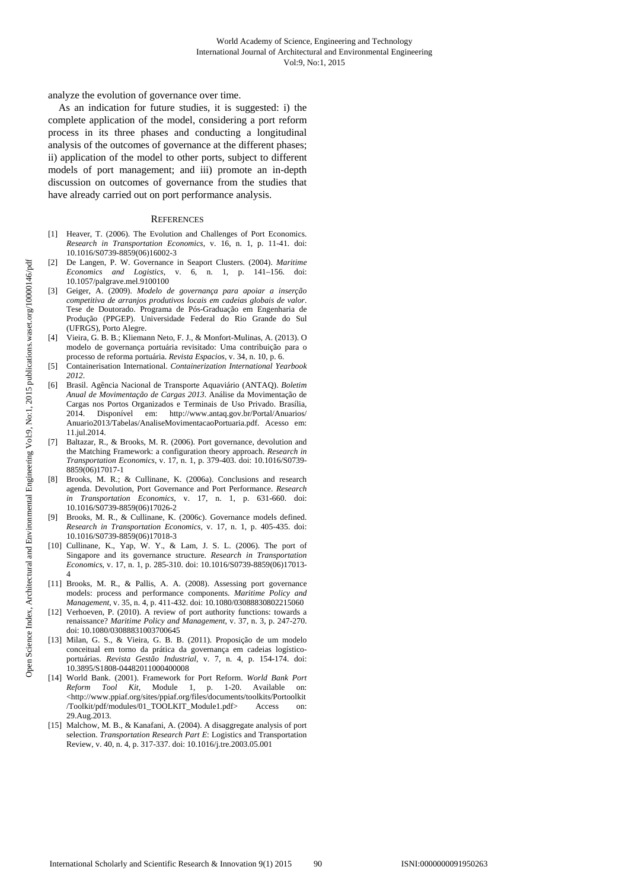analyze the evolution of governance over time.

As an indication for future studies, it is suggested: i) the complete application of the model, considering a port reform process in its three phases and conducting a longitudinal analysis of the outcomes of governance at the different phases; ii) application of the model to other ports, subject to different models of port management; and iii) promote an in-depth discussion on outcomes of governance from the studies that have already carried out on port performance analysis.

## References

[1] Heaver, T. (2006). The Evolution and Challenges of Port Economics. *Research in Transportation Economics*, v. 16, n. 1, p. 11-41. doi: 10.1016/S0739-8859(06)16002-3

[2] De Langen, P. W. Governance in Seaport Clusters. (2004). *Maritime Economics and Logistics*, v. 6, n. 1, p. 141–156. doi: 10.1057/palgrave.mel.9100100

[3] Geiger, A. (2009). *Modelo de governança para apoiar a inserção competitiva de arranjos produtivos locais em cadeias globais de valor*. Tese de Doutorado. Programa de Pós-Graduação em Engenharia de Produção (PPGEP). Universidade Federal do Rio Grande do Sul (UFRGS), Porto Alegre.

[4] Vieira, G. B. B.; Kliemann Neto, F. J., & Monfort-Mulinas, A. (2013). O modelo de governança portuária revisitado: Uma contribuição para o processo de reforma portuária. *Revista Espacios*, v. 34, n. 10, p. 6.

[5] Containerisation International. *Containerization International Yearbook 2012*.

[6] Brasil. Agência Nacional de Transporte Aquaviário (ANTAQ). *Boletim Anual de Movimentação de Cargas 2013*. Análise da Movimentação de Cargas nos Portos Organizados e Terminais de Uso Privado. Brasília, 2014. Disponível em: http://www.antaq.gov.br/Portal/Anuarios/Anuario2013/Tabelas/AnaliseMovimentacaoPortuaria.pdf. Acesso em: 11.jul.2014.

[7] Baltazar, R., & Brooks, M. R. (2006). Port governance, devolution and the Matching Framework: a configuration theory approach. *Research in Transportation Economics*, v. 17, n. 1, p. 379-403. doi: 10.1016/S0739-8859(06)17017-1

[8] Brooks, M. R.; & Cullinane, K. (2006a). Conclusions and research agenda. Devolution, Port Governance and Port Performance. *Research in Transportation Economics*, v. 17, n. 1, p. 631-660. doi: 10.1016/S0739-8859(06)17026-2

[9] Brooks, M. R., & Cullinane, K. (2006c). Governance models defined. *Research in Transportation Economics*, v. 17, n. 1, p. 405-435. doi: 10.1016/S0739-8859(06)17018-3

[10] Cullinane, K., Yap, W. Y., & Lam, J. S. L. (2006). The port of Singapore and its governance structure. *Research in Transportation Economics*, v. 17, n. 1, p. 285-310. doi: 10.1016/S0739-8859(06)17013-4

[11] Brooks, M. R., & Pallis, A. A. (2008). Assessing port governance models: process and performance components. *Maritime Policy and Management*, v. 35, n. 4, p. 411-432. doi: 10.1080/03088830802215060

[12] Verhoeven, P. (2010). A review of port authority functions: towards a renaissance? *Maritime Policy and Management*, v. 37, n. 3, p. 247-270. doi: 10.1080/03088831003700645

[13] Milan, G. S., & Vieira, G. B. B. (2011). Proposição de um modelo conceitual em torno da prática da governança em cadeias logístico-portuárias. *Revista Gestão Industrial*, v. 7, n. 4, p. 154-174. doi: 10.3895/S1808-04482011000400008

[14] World Bank. (2001). Framework for Port Reform. *World Bank Port Reform Tool Kit*, Module 1, p. 1-20. Available on: <http://www.ppiaf.org/sites/ppiaf.org/files/documents/toolkits/Portoolkit/Toolkit/pdf/modules/01_TOOLKIT_Module1.pdf> Access on: 29.Aug.2013.

[15] Malchow, M. B., & Kanafani, A. (2004). A disaggregate analysis of port selection. *Transportation Research Part E*: Logistics and Transportation Review, v. 40, n. 4, p. 317-337. doi: 10.1016/j.tre.2003.05.001